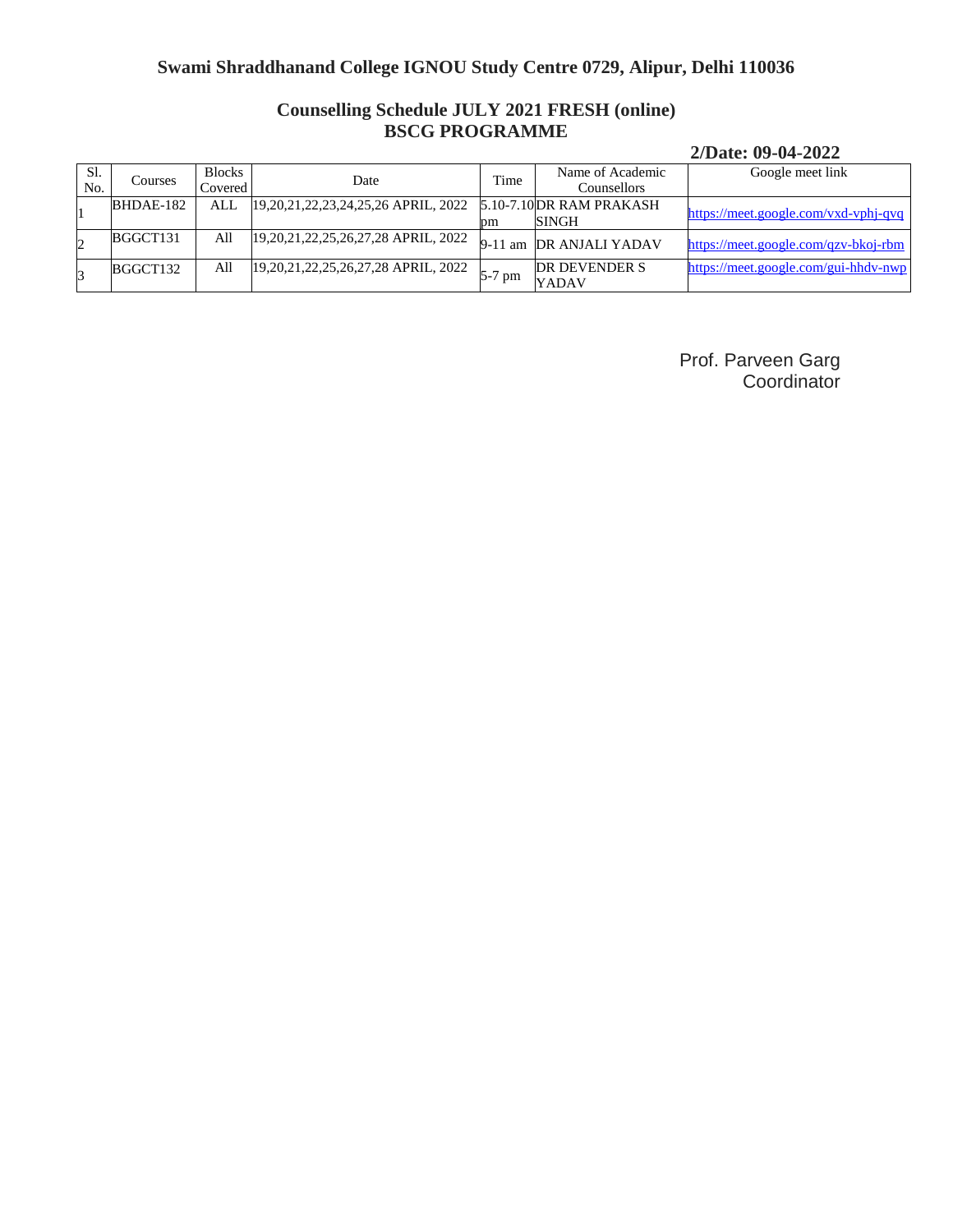# Swami Shraddhanand College IGNOU Study Centre 0729, Alipur, Delhi 110036

## Counselling Schedule JULY 2021 FRESH (online)
## BSCG PROGRAMME

**2/Date: 09-04-2022**

| Sl. No. | Courses | Blocks Covered | Date | Time | Name of Academic Counsellors | Google meet link |
|---|---|---|---|---|---|---|
| 1 | BHDAE-182 | ALL | 19,20,21,22,23,24,25,26 APRIL, 2022 | 5.10-7.10 pm | DR RAM PRAKASH SINGH | https://meet.google.com/vxd-vphj-qvq |
| 2 | BGGCT131 | All | 19,20,21,22,25,26,27,28 APRIL, 2022 | 9-11 am | DR ANJALI YADAV | https://meet.google.com/qzv-bkoj-rbm |
| 3 | BGGCT132 | All | 19,20,21,22,25,26,27,28 APRIL, 2022 | 5-7 pm | DR DEVENDER S YADAV | https://meet.google.com/gui-hhdv-nwp |

Prof. Parveen Garg
Coordinator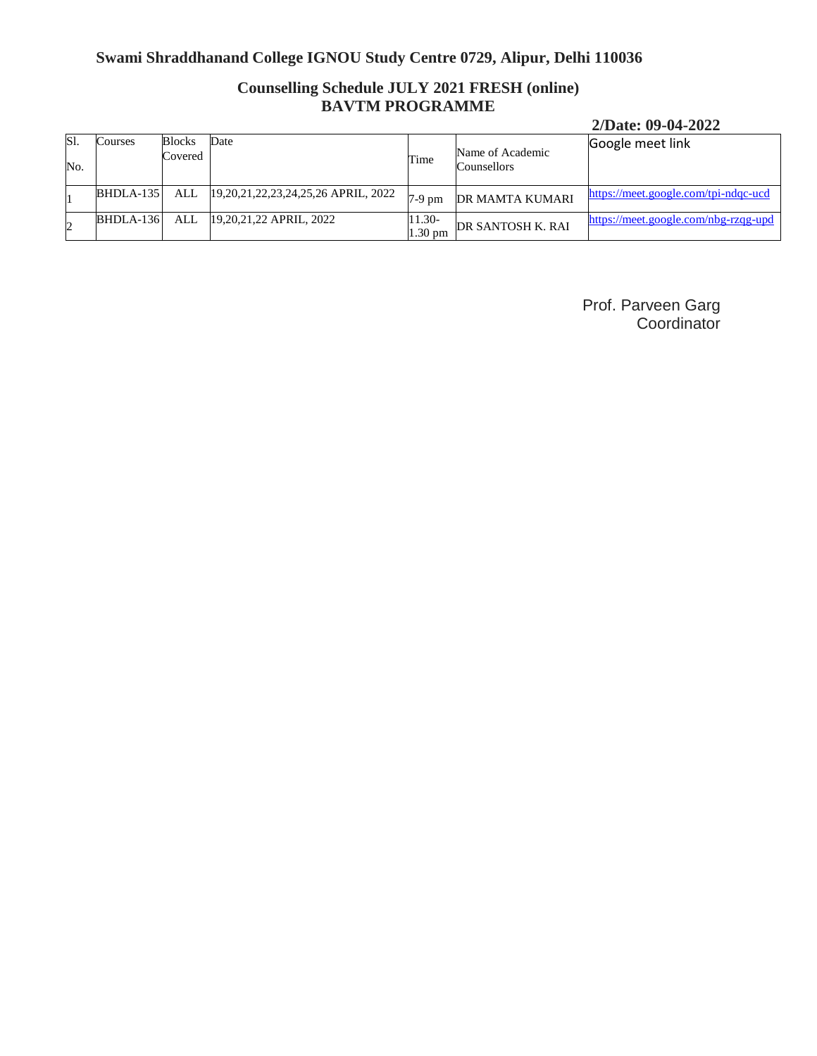## Swami Shraddhanand College IGNOU Study Centre 0729, Alipur, Delhi 110036

### Counselling Schedule JULY 2021 FRESH (online)
### BAVTM PROGRAMME

**2/Date: 09-04-2022**

| Sl. No. | Courses | Blocks Covered | Date | Time | Name of Academic Counsellors | Google meet link |
|---|---|---|---|---|---|---|
| 1 | BHDLA-135 | ALL | 19,20,21,22,23,24,25,26 APRIL, 2022 | 7-9 pm | DR MAMTA KUMARI | https://meet.google.com/tpi-ndqc-ucd |
| 2 | BHDLA-136 | ALL | 19,20,21,22 APRIL, 2022 | 11.30-1.30 pm | DR SANTOSH K. RAI | https://meet.google.com/nbg-rzqg-upd |

Prof. Parveen Garg
Coordinator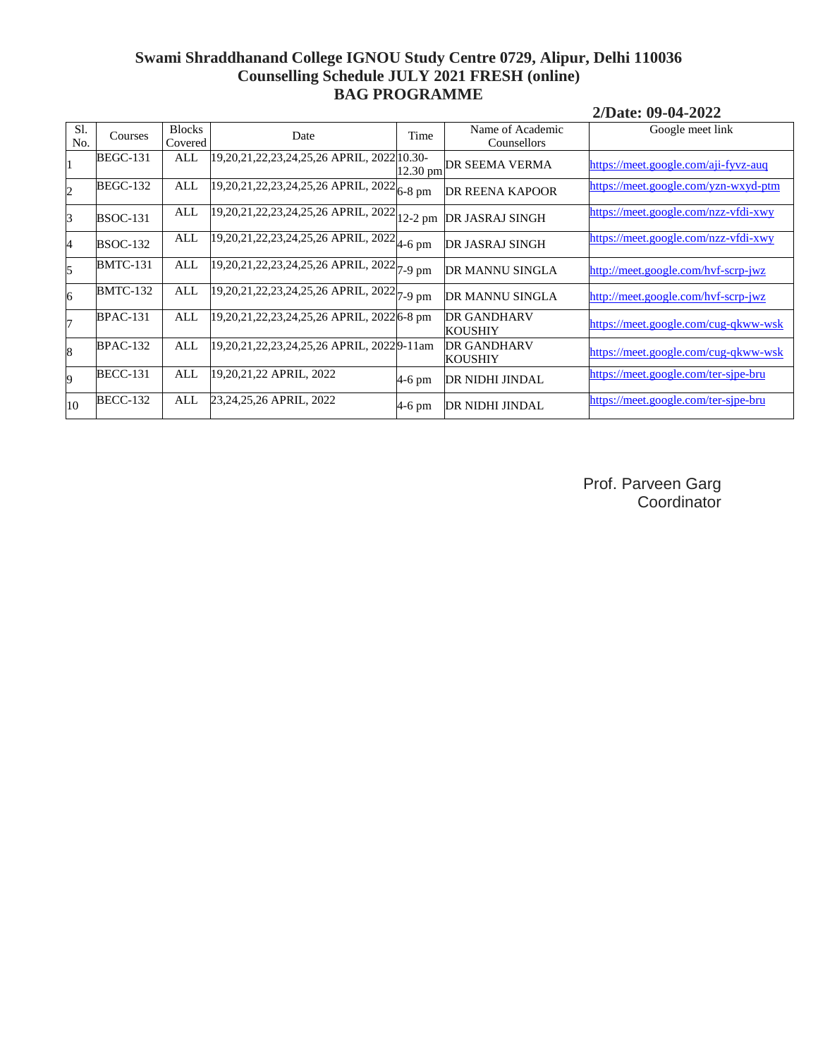**Swami Shraddhanand College IGNOU Study Centre 0729, Alipur, Delhi 110036**
**Counselling Schedule JULY 2021 FRESH (online)**
**BAG PROGRAMME**

**2/Date: 09-04-2022**

| Sl. No. | Courses | Blocks Covered | Date | Time | Name of Academic Counsellors | Google meet link |
|---|---|---|---|---|---|---|
| 1 | BEGC-131 | ALL | 19,20,21,22,23,24,25,26 APRIL, 2022 | 10.30-12.30 pm | DR SEEMA VERMA | https://meet.google.com/aji-fyvz-auq |
| 2 | BEGC-132 | ALL | 19,20,21,22,23,24,25,26 APRIL, 2022 | 6-8 pm | DR REENA KAPOOR | https://meet.google.com/yzn-wxyd-ptm |
| 3 | BSOC-131 | ALL | 19,20,21,22,23,24,25,26 APRIL, 2022 | 12-2 pm | DR JASRAJ SINGH | https://meet.google.com/nzz-vfdi-xwy |
| 4 | BSOC-132 | ALL | 19,20,21,22,23,24,25,26 APRIL, 2022 | 4-6 pm | DR JASRAJ SINGH | https://meet.google.com/nzz-vfdi-xwy |
| 5 | BMTC-131 | ALL | 19,20,21,22,23,24,25,26 APRIL, 2022 | 7-9 pm | DR MANNU SINGLA | http://meet.google.com/hvf-scrp-jwz |
| 6 | BMTC-132 | ALL | 19,20,21,22,23,24,25,26 APRIL, 2022 | 7-9 pm | DR MANNU SINGLA | http://meet.google.com/hvf-scrp-jwz |
| 7 | BPAC-131 | ALL | 19,20,21,22,23,24,25,26 APRIL, 2022 | 6-8 pm | DR GANDHARV KOUSHIY | https://meet.google.com/cug-qkww-wsk |
| 8 | BPAC-132 | ALL | 19,20,21,22,23,24,25,26 APRIL, 2022 | 9-11am | DR GANDHARV KOUSHIY | https://meet.google.com/cug-qkww-wsk |
| 9 | BECC-131 | ALL | 19,20,21,22 APRIL, 2022 | 4-6 pm | DR NIDHI JINDAL | https://meet.google.com/ter-sjpe-bru |
| 10 | BECC-132 | ALL | 23,24,25,26 APRIL, 2022 | 4-6 pm | DR NIDHI JINDAL | https://meet.google.com/ter-sjpe-bru |

Prof. Parveen Garg
Coordinator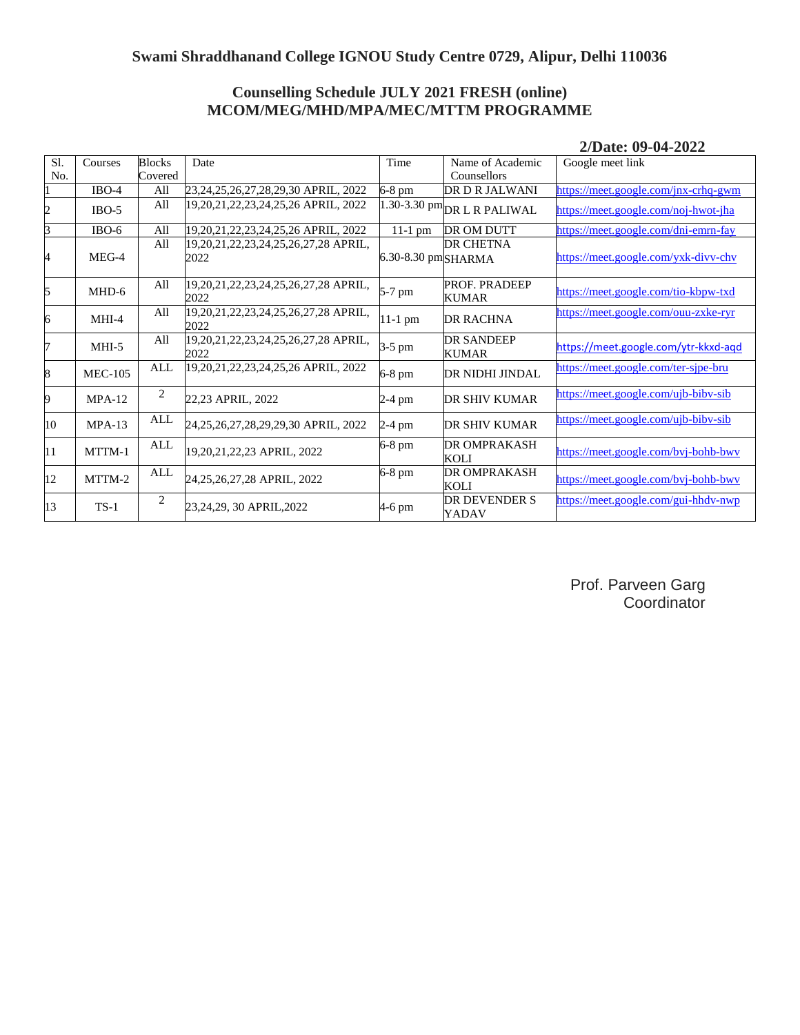## Swami Shraddhanand College IGNOU Study Centre 0729, Alipur, Delhi 110036

### Counselling Schedule JULY 2021 FRESH (online)
### MCOM/MEG/MHD/MPA/MEC/MTTM PROGRAMME

**2/Date: 09-04-2022**

| Sl. No. | Courses | Blocks Covered | Date | Time | Name of Academic Counsellors | Google meet link |
|---|---|---|---|---|---|---|
| 1 | IBO-4 | All | 23,24,25,26,27,28,29,30 APRIL, 2022 | 6-8 pm | DR D R JALWANI | https://meet.google.com/jnx-crhq-gwm |
| 2 | IBO-5 | All | 19,20,21,22,23,24,25,26 APRIL, 2022 | 1.30-3.30 pm | DR L R PALIWAL | https://meet.google.com/noj-hwot-jha |
| 3 | IBO-6 | All | 19,20,21,22,23,24,25,26 APRIL, 2022 | 11-1 pm | DR OM DUTT | https://meet.google.com/dni-emrn-fay |
| 4 | MEG-4 | All | 19,20,21,22,23,24,25,26,27,28 APRIL, 2022 | 6.30-8.30 pm | DR CHETNA SHARMA | https://meet.google.com/yxk-divv-chv |
| 5 | MHD-6 | All | 19,20,21,22,23,24,25,26,27,28 APRIL, 2022 | 5-7 pm | PROF. PRADEEP KUMAR | https://meet.google.com/tio-kbpw-txd |
| 6 | MHI-4 | All | 19,20,21,22,23,24,25,26,27,28 APRIL, 2022 | 11-1 pm | DR RACHNA | https://meet.google.com/ouu-zxke-ryr |
| 7 | MHI-5 | All | 19,20,21,22,23,24,25,26,27,28 APRIL, 2022 | 3-5 pm | DR SANDEEP KUMAR | https://meet.google.com/ytr-kkxd-aqd |
| 8 | MEC-105 | ALL | 19,20,21,22,23,24,25,26 APRIL, 2022 | 6-8 pm | DR NIDHI JINDAL | https://meet.google.com/ter-sjpe-bru |
| 9 | MPA-12 | 2 | 22,23 APRIL, 2022 | 2-4 pm | DR SHIV KUMAR | https://meet.google.com/ujb-bibv-sib |
| 10 | MPA-13 | ALL | 24,25,26,27,28,29,29,30 APRIL, 2022 | 2-4 pm | DR SHIV KUMAR | https://meet.google.com/ujb-bibv-sib |
| 11 | MTTM-1 | ALL | 19,20,21,22,23 APRIL, 2022 | 6-8 pm | DR OMPRAKASH KOLI | https://meet.google.com/bvj-bohb-bwv |
| 12 | MTTM-2 | ALL | 24,25,26,27,28 APRIL, 2022 | 6-8 pm | DR OMPRAKASH KOLI | https://meet.google.com/bvj-bohb-bwv |
| 13 | TS-1 | 2 | 23,24,29, 30 APRIL,2022 | 4-6 pm | DR DEVENDER S YADAV | https://meet.google.com/gui-hhdv-nwp |

Prof. Parveen Garg
Coordinator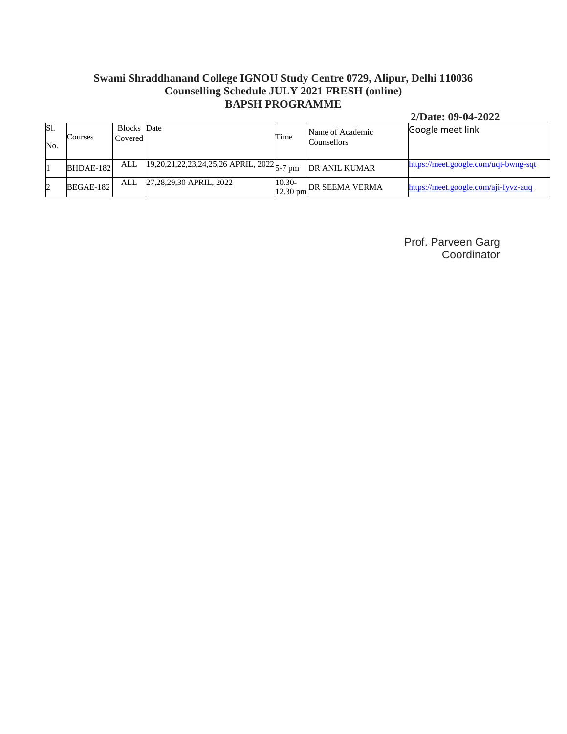**Swami Shraddhanand College IGNOU Study Centre 0729, Alipur, Delhi 110036**
**Counselling Schedule JULY 2021 FRESH (online)**
**BAPSH PROGRAMME**

**2/Date: 09-04-2022**

| Sl. No. | Courses | Blocks Covered | Date | Time | Name of Academic Counsellors | Google meet link |
|---|---|---|---|---|---|---|
| 1 | BHDAE-182 | ALL | 19,20,21,22,23,24,25,26 APRIL, 2022 | 5-7 pm | DR ANIL KUMAR | https://meet.google.com/uqt-bwng-sqt |
| 2 | BEGAE-182 | ALL | 27,28,29,30 APRIL, 2022 | 10.30-12.30 pm | DR SEEMA VERMA | https://meet.google.com/aji-fyvz-auq |

Prof. Parveen Garg
Coordinator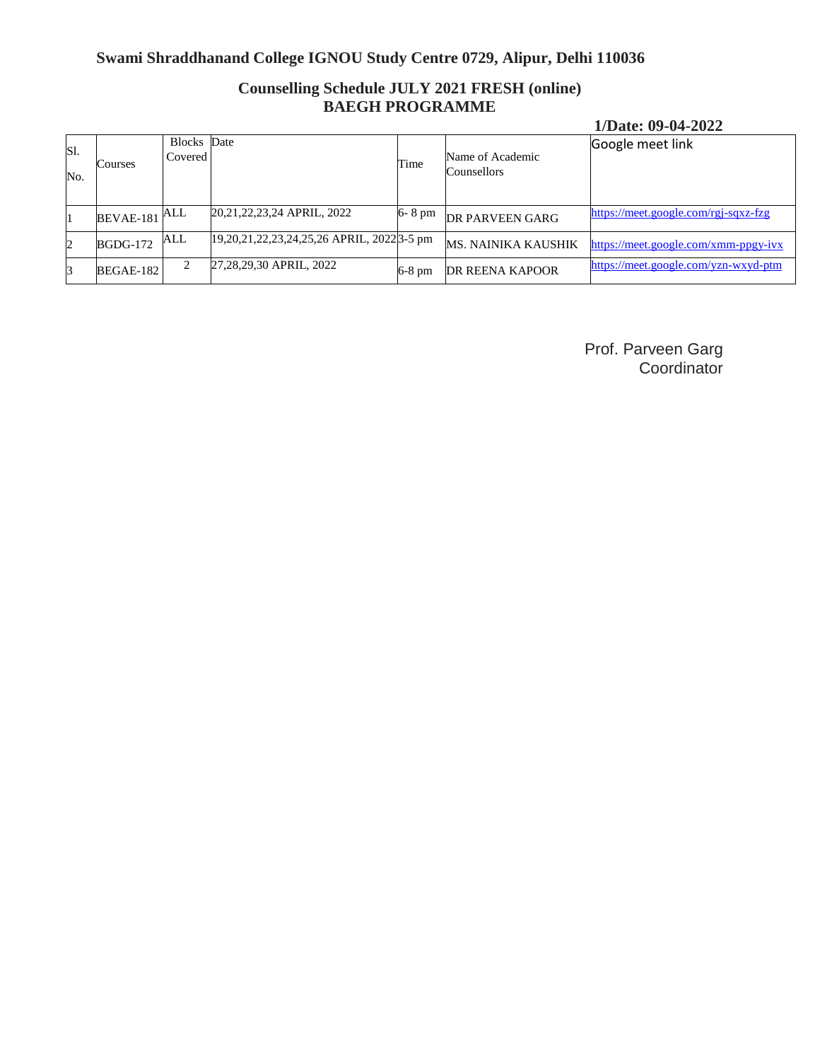## Swami Shraddhanand College IGNOU Study Centre 0729, Alipur, Delhi 110036

### Counselling Schedule JULY 2021 FRESH (online)
### BAEGH PROGRAMME

**1/Date: 09-04-2022**

| Sl. No. | Courses | Blocks Covered | Date | Time | Name of Academic Counsellors | Google meet link |
|---|---|---|---|---|---|---|
| 1 | BEVAE-181 | ALL | 20,21,22,23,24 APRIL, 2022 | 6- 8 pm | DR PARVEEN GARG | https://meet.google.com/rgj-sqxz-fzg |
| 2 | BGDG-172 | ALL | 19,20,21,22,23,24,25,26 APRIL, 2022 | 3-5 pm | MS. NAINIKA KAUSHIK | https://meet.google.com/xmm-ppgy-ivx |
| 3 | BEGAE-182 | 2 | 27,28,29,30 APRIL, 2022 | 6-8 pm | DR REENA KAPOOR | https://meet.google.com/yzn-wxyd-ptm |

Prof. Parveen Garg
Coordinator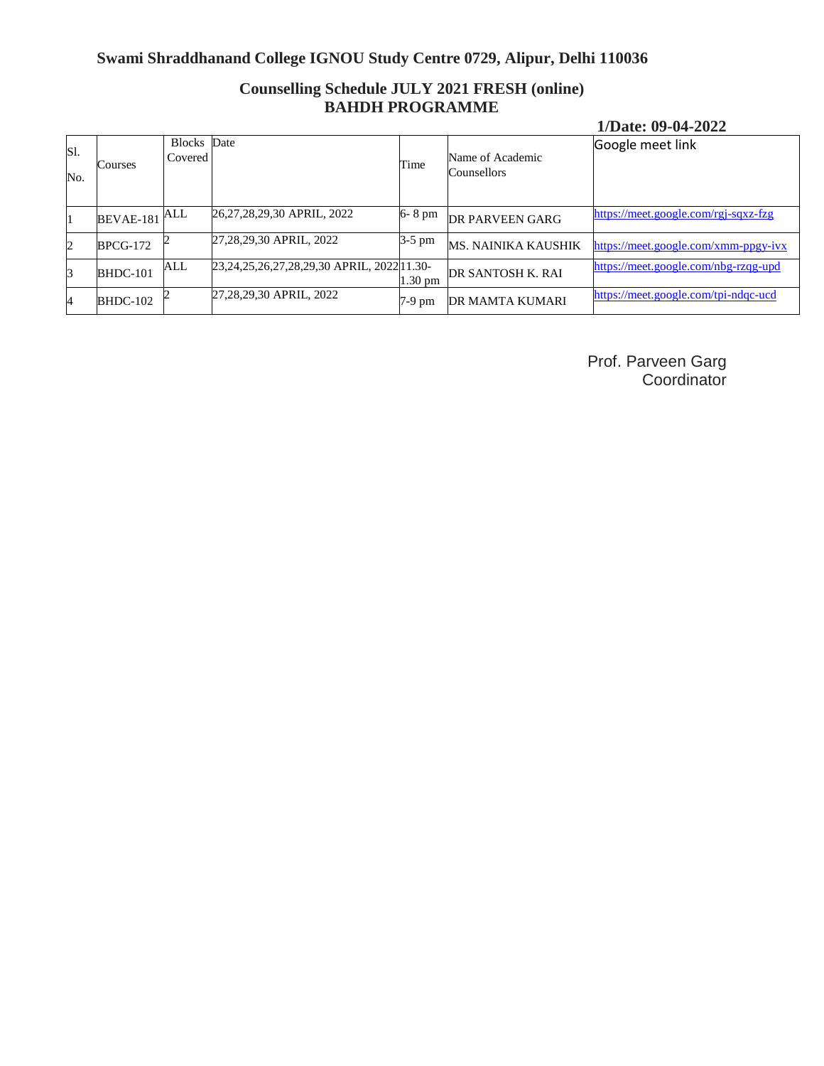**Swami Shraddhanand College IGNOU Study Centre 0729, Alipur, Delhi 110036**

**Counselling Schedule JULY 2021 FRESH (online)**
**BAHDH PROGRAMME**

**1/Date: 09-04-2022**

| Sl. No. | Courses | Blocks Covered | Date | Time | Name of Academic Counsellors | Google meet link |
|---|---|---|---|---|---|---|
| 1 | BEVAE-181 | ALL | 26,27,28,29,30 APRIL, 2022 | 6- 8 pm | DR PARVEEN GARG | https://meet.google.com/rgj-sqxz-fzg |
| 2 | BPCG-172 | 2 | 27,28,29,30 APRIL, 2022 | 3-5 pm | MS. NAINIKA KAUSHIK | https://meet.google.com/xmm-ppgy-ivx |
| 3 | BHDC-101 | ALL | 23,24,25,26,27,28,29,30 APRIL, 2022 | 11.30-1.30 pm | DR SANTOSH K. RAI | https://meet.google.com/nbg-rzqg-upd |
| 4 | BHDC-102 | 2 | 27,28,29,30 APRIL, 2022 | 7-9 pm | DR MAMTA KUMARI | https://meet.google.com/tpi-ndqc-ucd |

Prof. Parveen Garg
Coordinator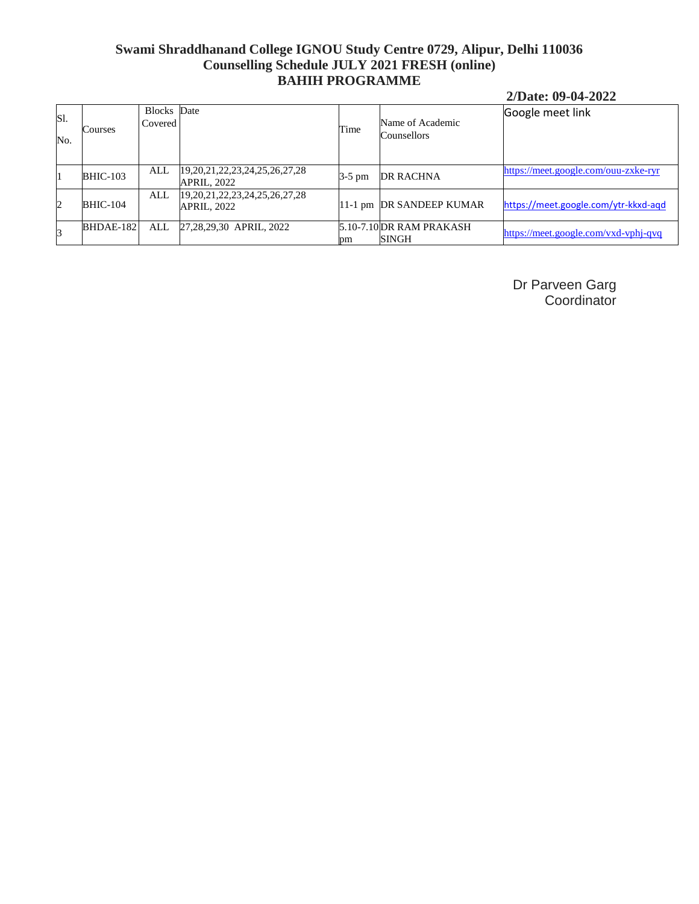**Swami Shraddhanand College IGNOU Study Centre 0729, Alipur, Delhi 110036**
**Counselling Schedule JULY 2021 FRESH (online)**
**BAHIH PROGRAMME**

**2/Date: 09-04-2022**

| Sl. No. | Courses | Blocks Covered | Date | Time | Name of Academic Counsellors | Google meet link |
|---|---|---|---|---|---|---|
| 1 | BHIC-103 | ALL | 19,20,21,22,23,24,25,26,27,28 APRIL, 2022 | 3-5 pm | DR RACHNA | https://meet.google.com/ouu-zxke-ryr |
| 2 | BHIC-104 | ALL | 19,20,21,22,23,24,25,26,27,28 APRIL, 2022 | 11-1 pm | DR SANDEEP KUMAR | https://meet.google.com/ytr-kkxd-aqd |
| 3 | BHDAE-182 | ALL | 27,28,29,30 APRIL, 2022 | 5.10-7.10 pm | DR RAM PRAKASH SINGH | https://meet.google.com/vxd-vphj-qvq |

Dr Parveen Garg
Coordinator